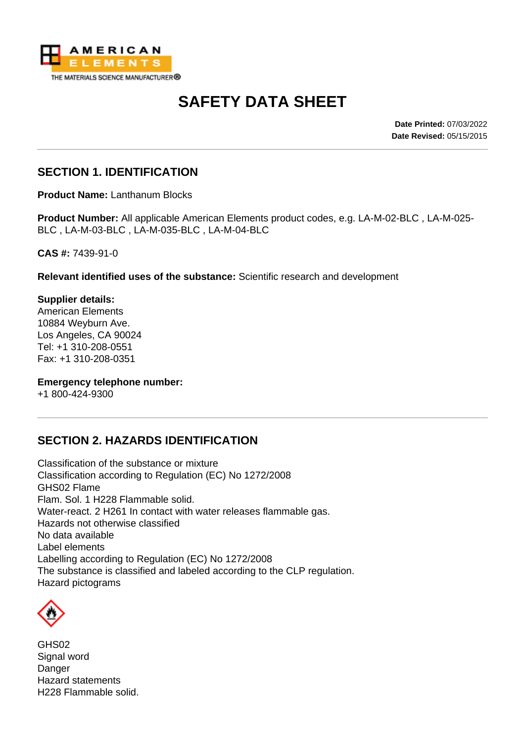# SAFETY DATA SHEET

**Date Printed:** 07/03/2022
**Date Revised:** 05/15/2015

## SECTION 1. IDENTIFICATION

**Product Name:** Lanthanum Blocks

**Product Number:** All applicable American Elements product codes, e.g. LA-M-02-BLC , LA-M-025-BLC , LA-M-03-BLC , LA-M-035-BLC , LA-M-04-BLC

**CAS #:** 7439-91-0

**Relevant identified uses of the substance:** Scientific research and development

**Supplier details:**
American Elements
10884 Weyburn Ave.
Los Angeles, CA 90024
Tel: +1 310-208-0551
Fax: +1 310-208-0351

**Emergency telephone number:**
+1 800-424-9300

## SECTION 2. HAZARDS IDENTIFICATION

Classification of the substance or mixture
Classification according to Regulation (EC) No 1272/2008
GHS02 Flame
Flam. Sol. 1 H228 Flammable solid.
Water-react. 2 H261 In contact with water releases flammable gas.
Hazards not otherwise classified
No data available
Label elements
Labelling according to Regulation (EC) No 1272/2008
The substance is classified and labeled according to the CLP regulation.
Hazard pictograms

GHS02
Signal word
Danger
Hazard statements
H228 Flammable solid.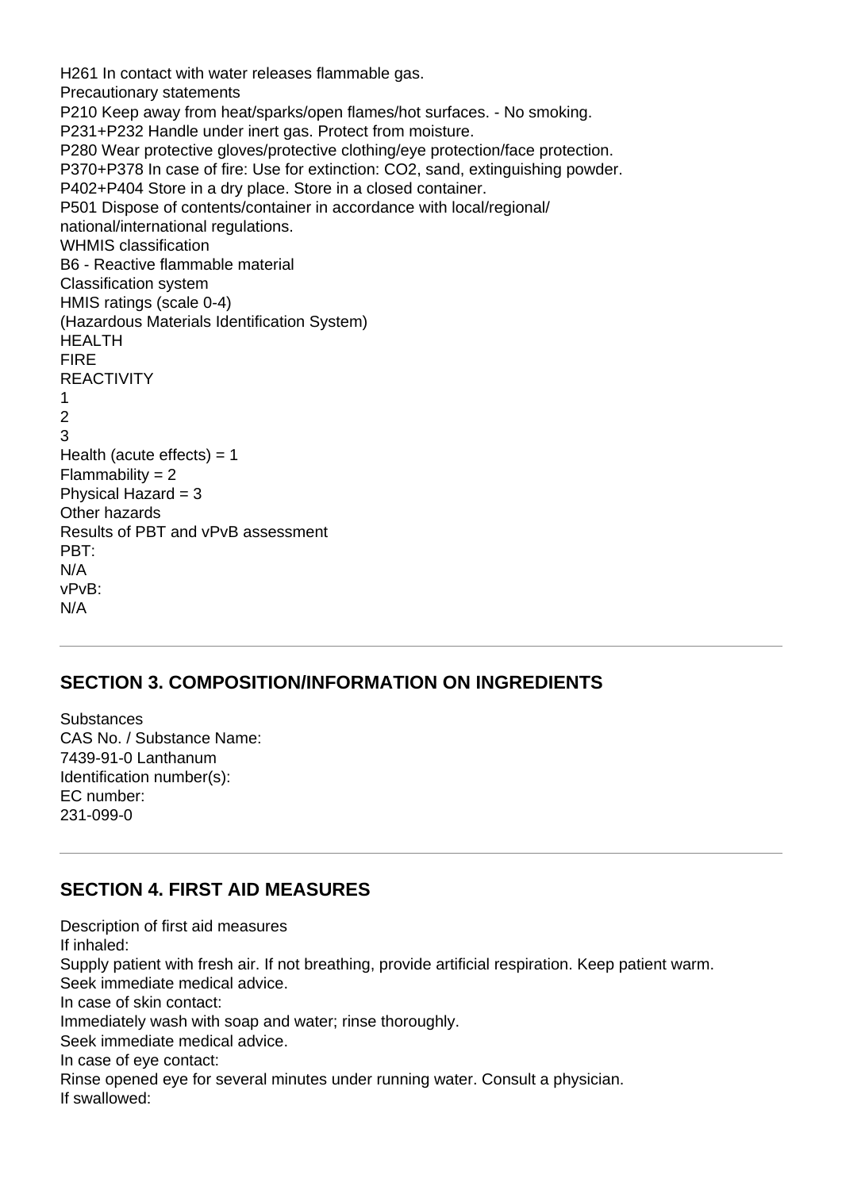H261 In contact with water releases flammable gas.

Precautionary statements

P210 Keep away from heat/sparks/open flames/hot surfaces. - No smoking.

P231+P232 Handle under inert gas. Protect from moisture.

P280 Wear protective gloves/protective clothing/eye protection/face protection.

P370+P378 In case of fire: Use for extinction: CO2, sand, extinguishing powder.

P402+P404 Store in a dry place. Store in a closed container.

P501 Dispose of contents/container in accordance with local/regional/
national/international regulations.

WHMIS classification

B6 - Reactive flammable material

Classification system

HMIS ratings (scale 0-4)

(Hazardous Materials Identification System)

HEALTH

FIRE

REACTIVITY

1

2

3

Health (acute effects) = 1

Flammability = 2

Physical Hazard = 3

Other hazards

Results of PBT and vPvB assessment

PBT:

N/A

vPvB:

N/A

---

## SECTION 3. COMPOSITION/INFORMATION ON INGREDIENTS

Substances

CAS No. / Substance Name:

7439-91-0 Lanthanum

Identification number(s):

EC number:

231-099-0

---

## SECTION 4. FIRST AID MEASURES

Description of first aid measures

If inhaled:

Supply patient with fresh air. If not breathing, provide artificial respiration. Keep patient warm.
Seek immediate medical advice.

In case of skin contact:

Immediately wash with soap and water; rinse thoroughly.
Seek immediate medical advice.

In case of eye contact:

Rinse opened eye for several minutes under running water. Consult a physician.

If swallowed: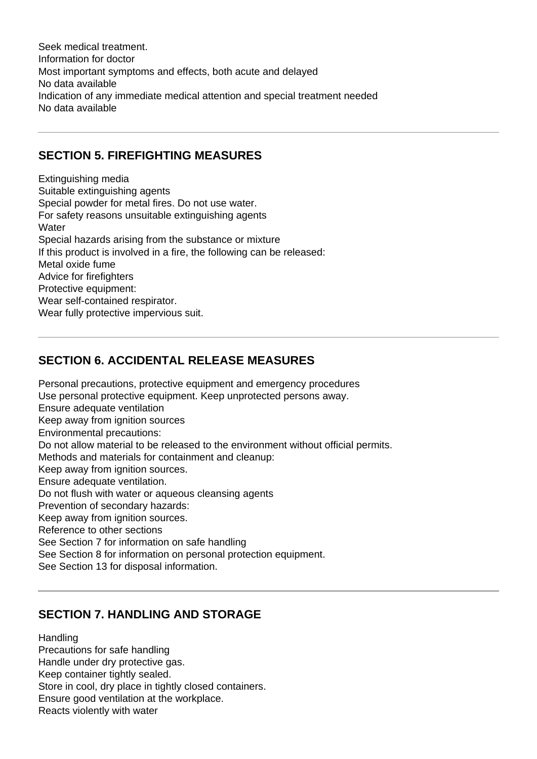Seek medical treatment.
Information for doctor
Most important symptoms and effects, both acute and delayed
No data available
Indication of any immediate medical attention and special treatment needed
No data available

---

## SECTION 5. FIREFIGHTING MEASURES

Extinguishing media
Suitable extinguishing agents
Special powder for metal fires. Do not use water.
For safety reasons unsuitable extinguishing agents
Water
Special hazards arising from the substance or mixture
If this product is involved in a fire, the following can be released:
Metal oxide fume
Advice for firefighters
Protective equipment:
Wear self-contained respirator.
Wear fully protective impervious suit.

---

## SECTION 6. ACCIDENTAL RELEASE MEASURES

Personal precautions, protective equipment and emergency procedures
Use personal protective equipment. Keep unprotected persons away.
Ensure adequate ventilation
Keep away from ignition sources
Environmental precautions:
Do not allow material to be released to the environment without official permits.
Methods and materials for containment and cleanup:
Keep away from ignition sources.
Ensure adequate ventilation.
Do not flush with water or aqueous cleansing agents
Prevention of secondary hazards:
Keep away from ignition sources.
Reference to other sections
See Section 7 for information on safe handling
See Section 8 for information on personal protection equipment.
See Section 13 for disposal information.

---

## SECTION 7. HANDLING AND STORAGE

Handling
Precautions for safe handling
Handle under dry protective gas.
Keep container tightly sealed.
Store in cool, dry place in tightly closed containers.
Ensure good ventilation at the workplace.
Reacts violently with water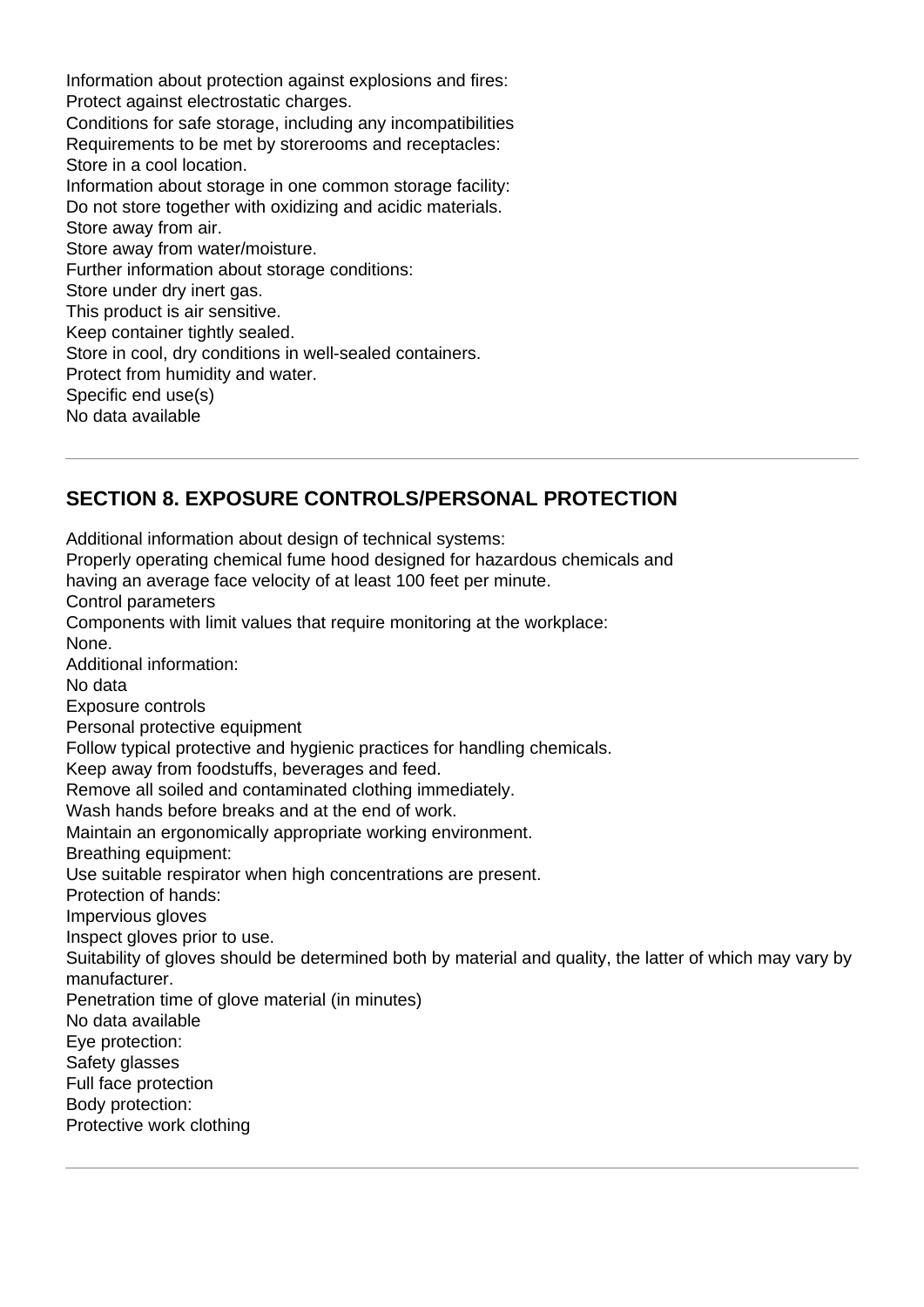Information about protection against explosions and fires:
Protect against electrostatic charges.
Conditions for safe storage, including any incompatibilities
Requirements to be met by storerooms and receptacles:
Store in a cool location.
Information about storage in one common storage facility:
Do not store together with oxidizing and acidic materials.
Store away from air.
Store away from water/moisture.
Further information about storage conditions:
Store under dry inert gas.
This product is air sensitive.
Keep container tightly sealed.
Store in cool, dry conditions in well-sealed containers.
Protect from humidity and water.
Specific end use(s)
No data available

---

## SECTION 8. EXPOSURE CONTROLS/PERSONAL PROTECTION

Additional information about design of technical systems:
Properly operating chemical fume hood designed for hazardous chemicals and
having an average face velocity of at least 100 feet per minute.
Control parameters
Components with limit values that require monitoring at the workplace:
None.
Additional information:
No data
Exposure controls
Personal protective equipment
Follow typical protective and hygienic practices for handling chemicals.
Keep away from foodstuffs, beverages and feed.
Remove all soiled and contaminated clothing immediately.
Wash hands before breaks and at the end of work.
Maintain an ergonomically appropriate working environment.
Breathing equipment:
Use suitable respirator when high concentrations are present.
Protection of hands:
Impervious gloves
Inspect gloves prior to use.
Suitability of gloves should be determined both by material and quality, the latter of which may vary by manufacturer.
Penetration time of glove material (in minutes)
No data available
Eye protection:
Safety glasses
Full face protection
Body protection:
Protective work clothing

---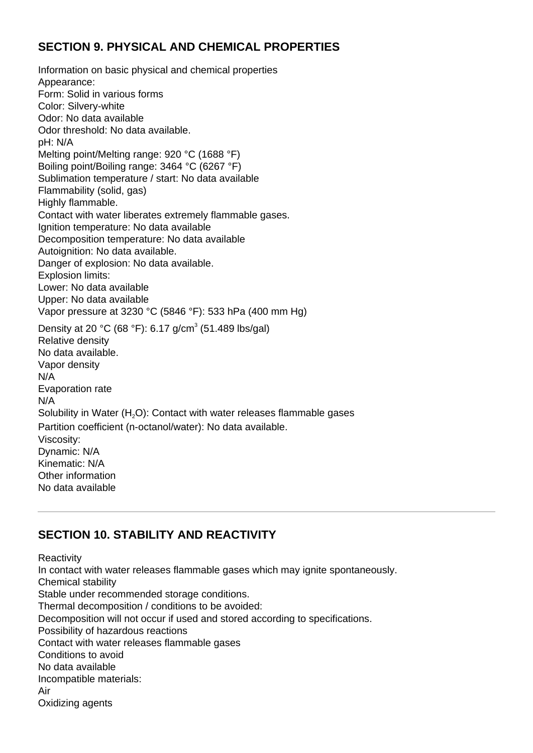## SECTION 9. PHYSICAL AND CHEMICAL PROPERTIES

Information on basic physical and chemical properties
Appearance:
Form: Solid in various forms
Color: Silvery-white
Odor: No data available
Odor threshold: No data available.
pH: N/A
Melting point/Melting range: 920 °C (1688 °F)
Boiling point/Boiling range: 3464 °C (6267 °F)
Sublimation temperature / start: No data available
Flammability (solid, gas)
Highly flammable.
Contact with water liberates extremely flammable gases.
Ignition temperature: No data available
Decomposition temperature: No data available
Autoignition: No data available.
Danger of explosion: No data available.
Explosion limits:
Lower: No data available
Upper: No data available
Vapor pressure at 3230 °C (5846 °F): 533 hPa (400 mm Hg)
Density at 20 °C (68 °F): 6.17 g/cm$^3$ (51.489 lbs/gal)
Relative density
No data available.
Vapor density
N/A
Evaporation rate
N/A
Solubility in Water ($H_2O$): Contact with water releases flammable gases
Partition coefficient (n-octanol/water): No data available.
Viscosity:
Dynamic: N/A
Kinematic: N/A
Other information
No data available

---

## SECTION 10. STABILITY AND REACTIVITY

Reactivity
In contact with water releases flammable gases which may ignite spontaneously.
Chemical stability
Stable under recommended storage conditions.
Thermal decomposition / conditions to be avoided:
Decomposition will not occur if used and stored according to specifications.
Possibility of hazardous reactions
Contact with water releases flammable gases
Conditions to avoid
No data available
Incompatible materials:
Air
Oxidizing agents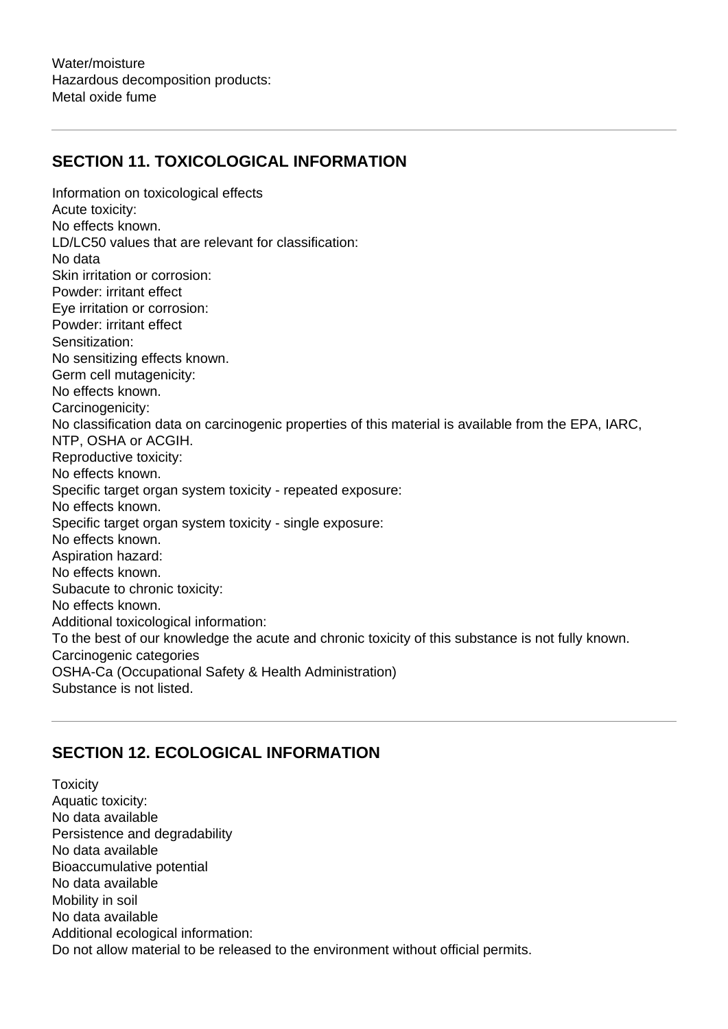Water/moisture
Hazardous decomposition products:
Metal oxide fume

## SECTION 11. TOXICOLOGICAL INFORMATION

Information on toxicological effects
Acute toxicity:
No effects known.
LD/LC50 values that are relevant for classification:
No data
Skin irritation or corrosion:
Powder: irritant effect
Eye irritation or corrosion:
Powder: irritant effect
Sensitization:
No sensitizing effects known.
Germ cell mutagenicity:
No effects known.
Carcinogenicity:
No classification data on carcinogenic properties of this material is available from the EPA, IARC, NTP, OSHA or ACGIH.
Reproductive toxicity:
No effects known.
Specific target organ system toxicity - repeated exposure:
No effects known.
Specific target organ system toxicity - single exposure:
No effects known.
Aspiration hazard:
No effects known.
Subacute to chronic toxicity:
No effects known.
Additional toxicological information:
To the best of our knowledge the acute and chronic toxicity of this substance is not fully known.
Carcinogenic categories
OSHA-Ca (Occupational Safety & Health Administration)
Substance is not listed.

## SECTION 12. ECOLOGICAL INFORMATION

Toxicity
Aquatic toxicity:
No data available
Persistence and degradability
No data available
Bioaccumulative potential
No data available
Mobility in soil
No data available
Additional ecological information:
Do not allow material to be released to the environment without official permits.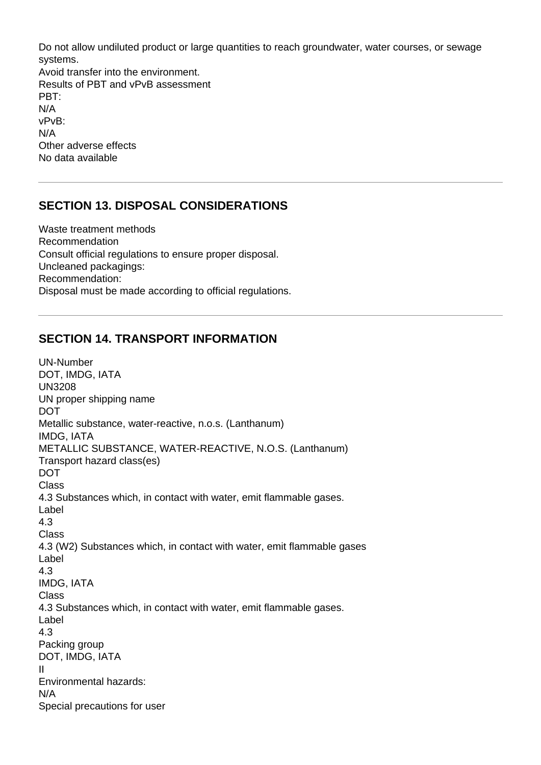Do not allow undiluted product or large quantities to reach groundwater, water courses, or sewage systems.
Avoid transfer into the environment.
Results of PBT and vPvB assessment
PBT:
N/A
vPvB:
N/A
Other adverse effects
No data available

---

## SECTION 13. DISPOSAL CONSIDERATIONS

Waste treatment methods
Recommendation
Consult official regulations to ensure proper disposal.
Uncleaned packagings:
Recommendation:
Disposal must be made according to official regulations.

---

## SECTION 14. TRANSPORT INFORMATION

UN-Number
DOT, IMDG, IATA
UN3208
UN proper shipping name
DOT
Metallic substance, water-reactive, n.o.s. (Lanthanum)
IMDG, IATA
METALLIC SUBSTANCE, WATER-REACTIVE, N.O.S. (Lanthanum)
Transport hazard class(es)
DOT
Class
4.3 Substances which, in contact with water, emit flammable gases.
Label
4.3
Class
4.3 (W2) Substances which, in contact with water, emit flammable gases
Label
4.3
IMDG, IATA
Class
4.3 Substances which, in contact with water, emit flammable gases.
Label
4.3
Packing group
DOT, IMDG, IATA
II
Environmental hazards:
N/A
Special precautions for user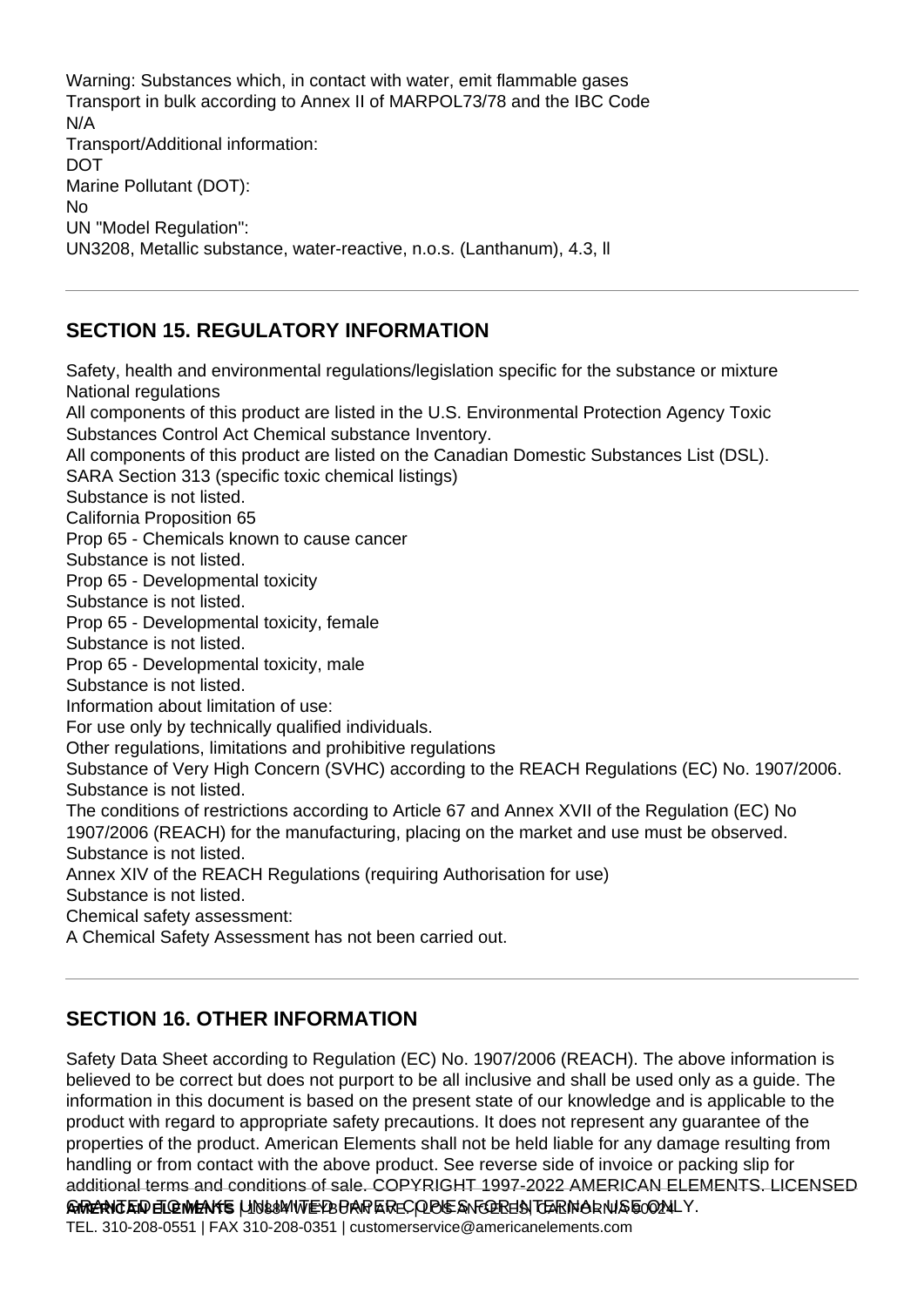Warning: Substances which, in contact with water, emit flammable gases
Transport in bulk according to Annex II of MARPOL73/78 and the IBC Code
N/A
Transport/Additional information:
DOT
Marine Pollutant (DOT):
No
UN "Model Regulation":
UN3208, Metallic substance, water-reactive, n.o.s. (Lanthanum), 4.3, ll

## SECTION 15. REGULATORY INFORMATION

Safety, health and environmental regulations/legislation specific for the substance or mixture
National regulations
All components of this product are listed in the U.S. Environmental Protection Agency Toxic Substances Control Act Chemical substance Inventory.
All components of this product are listed on the Canadian Domestic Substances List (DSL).
SARA Section 313 (specific toxic chemical listings)
Substance is not listed.
California Proposition 65
Prop 65 - Chemicals known to cause cancer
Substance is not listed.
Prop 65 - Developmental toxicity
Substance is not listed.
Prop 65 - Developmental toxicity, female
Substance is not listed.
Prop 65 - Developmental toxicity, male
Substance is not listed.
Information about limitation of use:
For use only by technically qualified individuals.
Other regulations, limitations and prohibitive regulations
Substance of Very High Concern (SVHC) according to the REACH Regulations (EC) No. 1907/2006.
Substance is not listed.
The conditions of restrictions according to Article 67 and Annex XVII of the Regulation (EC) No 1907/2006 (REACH) for the manufacturing, placing on the market and use must be observed.
Substance is not listed.
Annex XIV of the REACH Regulations (requiring Authorisation for use)
Substance is not listed.
Chemical safety assessment:
A Chemical Safety Assessment has not been carried out.

## SECTION 16. OTHER INFORMATION

Safety Data Sheet according to Regulation (EC) No. 1907/2006 (REACH). The above information is believed to be correct but does not purport to be all inclusive and shall be used only as a guide. The information in this document is based on the present state of our knowledge and is applicable to the product with regard to appropriate safety precautions. It does not represent any guarantee of the properties of the product. American Elements shall not be liable for any damage resulting from handling or from contact with the above product. See reverse side of invoice or packing slip for additional terms and conditions of sale. COPYRIGHT 1997-2022 AMERICAN ELEMENTS. LICENSED GRANTED TO MAKE UNLIMITED PAPER COPIES FOR INTERNAL USE ONLY.